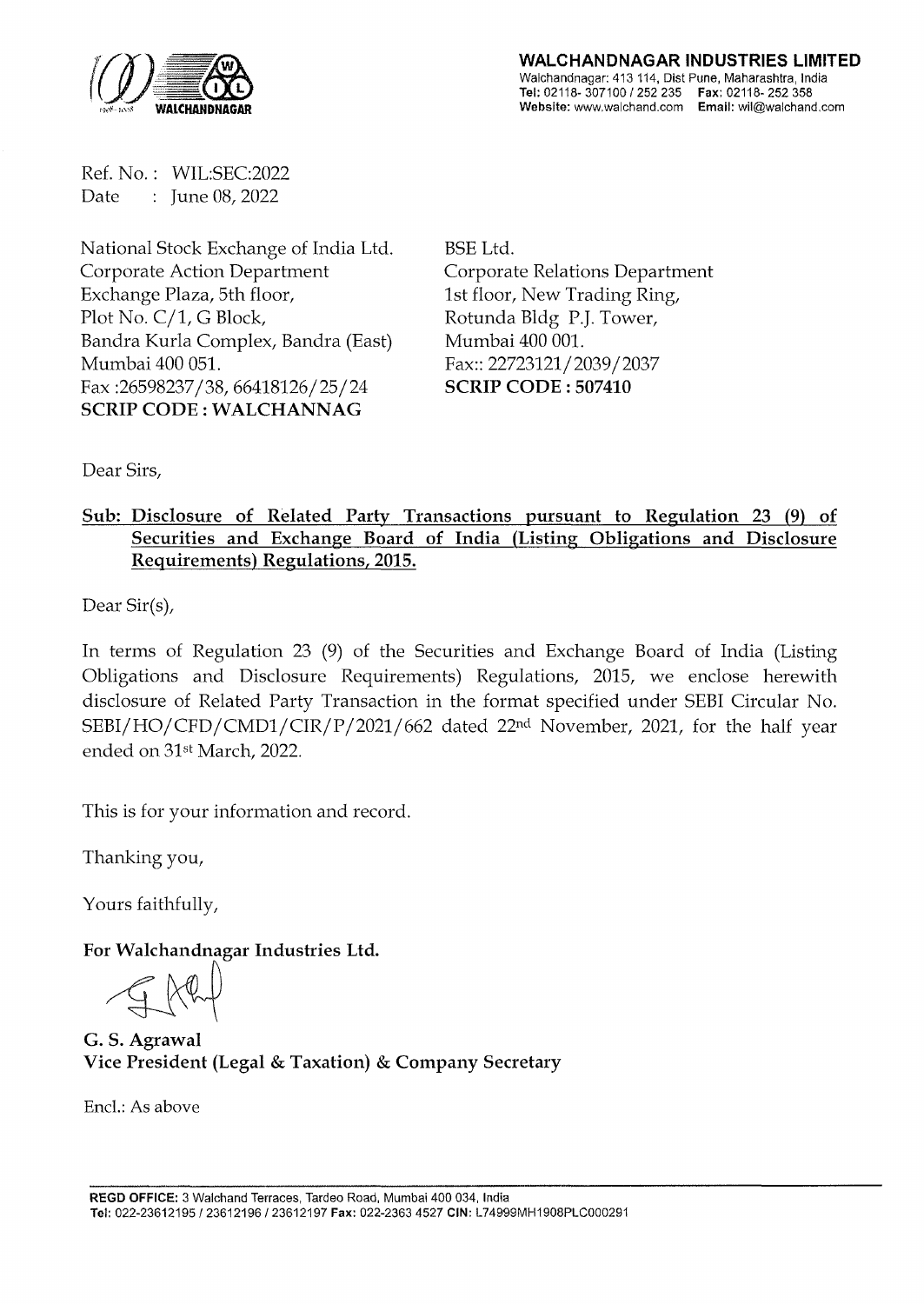**WALCHANDNAGAR INDUSTRIES LIMITED**
Walchandnagar: 413 114, Dist Pune, Maharashtra, India
**Tel:** 02118- 307100 / 252 235 **Fax:** 02118- 252 358
**Website:** www.walchand.com **Email:** wil@walchand.com

Ref. No. : WIL:SEC:2022
Date : June 08, 2022

National Stock Exchange of India Ltd.
Corporate Action Department
Exchange Plaza, 5th floor,
Plot No. C/1, G Block,
Bandra Kurla Complex, Bandra (East)
Mumbai 400 051.
Fax :26598237/38, 66418126/25/24
**SCRIP CODE : WALCHANNAG**

BSE Ltd.
Corporate Relations Department
1st floor, New Trading Ring,
Rotunda Bldg P.J. Tower,
Mumbai 400 001.
Fax:: 22723121/2039/2037
**SCRIP CODE : 507410**

Dear Sirs,

**Sub: Disclosure of Related Party Transactions pursuant to Regulation 23 (9) of Securities and Exchange Board of India (Listing Obligations and Disclosure Requirements) Regulations, 2015.**

Dear Sir(s),

In terms of Regulation 23 (9) of the Securities and Exchange Board of India (Listing Obligations and Disclosure Requirements) Regulations, 2015, we enclose herewith disclosure of Related Party Transaction in the format specified under SEBI Circular No. SEBI/HO/CFD/CMD1/CIR/P/2021/662 dated 22nd November, 2021, for the half year ended on 31st March, 2022.

This is for your information and record.

Thanking you,

Yours faithfully,

**For Walchandnagar Industries Ltd.**

**G. S. Agrawal**
**Vice President (Legal & Taxation) & Company Secretary**

Encl.: As above

**REGD OFFICE:** 3 Walchand Terraces, Tardeo Road, Mumbai 400 034, India
**Tel:** 022-23612195 / 23612196 / 23612197 **Fax:** 022-2363 4527 **CIN:** L74999MH1908PLC000291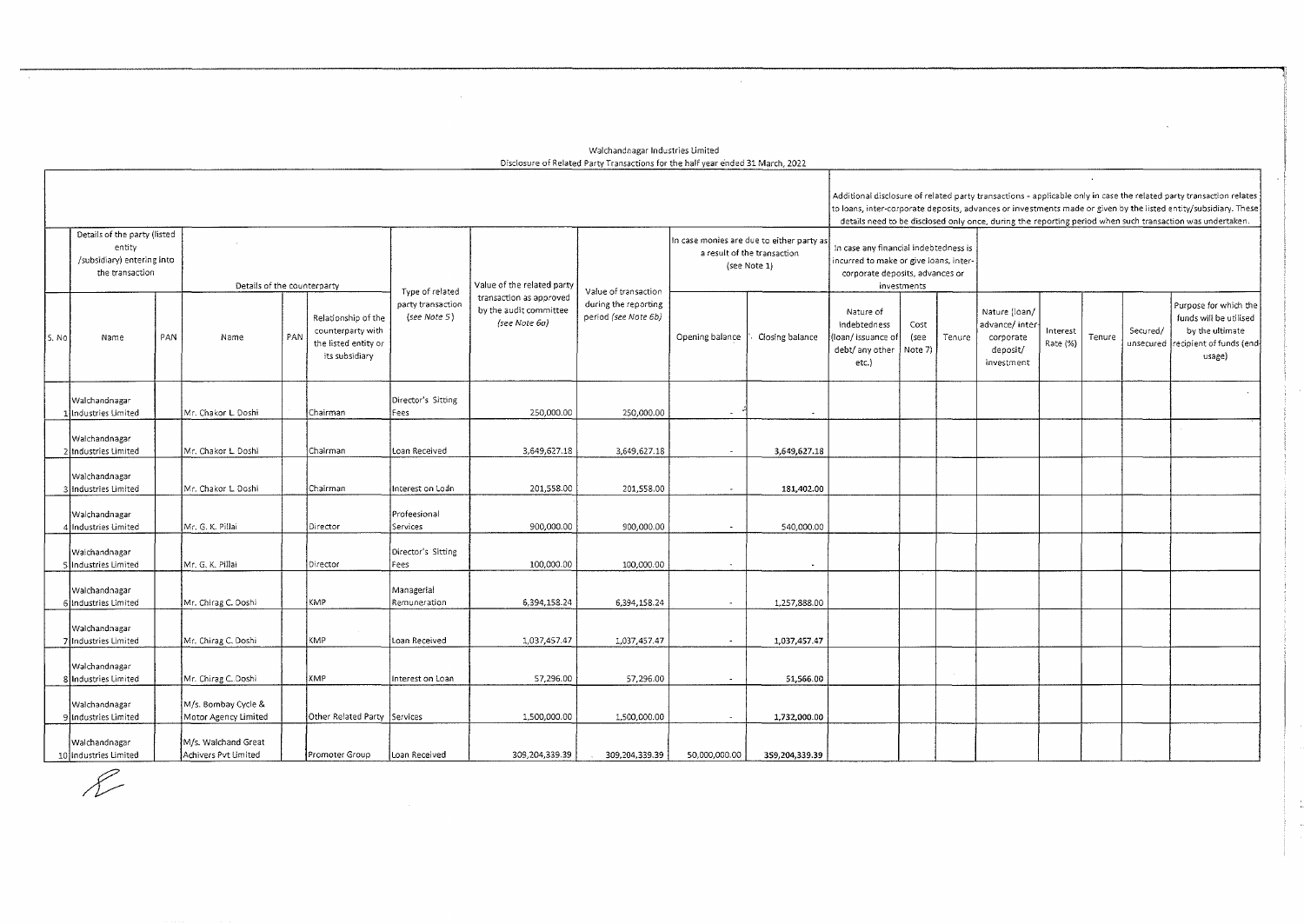Walchandnagar Industries Limited

Disclosure of Related Party Transactions for the half year ended 31 March, 2022

| | | | | | | | | | | | | | | | | | | | |
|---|---|---|---|---|---|---|---|---|---|---|---|---|---|---|---|---|---|---|---|
| | | | | | | | | | | | Additional disclosure of related party transactions - applicable only in case the related party transaction relates to loans, inter-corporate deposits, advances or investments made or given by the listed entity/subsidiary. These details need to be disclosed only once, during the reporting period when such transaction was undertaken. | | | | | | | | |
| | Details of the party (listed entity /subsidiary) entering into the transaction | | Details of the counterparty | | | Type of related party transaction (see Note 5) | Value of the related party transaction as approved by the audit committee (see Note 6a) | Value of transaction during the reporting period (see Note 6b) | In case monies are due to either party as a result of the transaction (see Note 1) | | In case any financial indebtedness is incurred to make or give loans, inter-corporate deposits, advances or investments | | | | | | | | |
| S. No | Name | PAN | Name | PAN | Relationship of the counterparty with the listed entity or its subsidiary | | | | Opening balance | Closing balance | Nature of indebtedness (loan/ issuance of debt/ any other etc.) | Cost (see Note 7) | Tenure | Nature (loan/ advance/ inter-corporate deposit/ investment | Interest Rate (%) | Tenure | Secured/ unsecured | Purpose for which the funds will be utilised by the ultimate recipient of funds (end-usage) |
| 1 | Walchandnagar Industries Limited | | Mr. Chakor L. Doshi | | Chairman | Director's Sitting Fees | 250,000.00 | 250,000.00 | - | - | | | | | | | | |
| 2 | Walchandnagar Industries Limited | | Mr. Chakor L. Doshi | | Chairman | Loan Received | 3,649,627.18 | 3,649,627.18 | - | 3,649,627.18 | | | | | | | | |
| 3 | Walchandnagar Industries Limited | | Mr. Chakor L. Doshi | | Chairman | Interest on Loan | 201,558.00 | 201,558.00 | - | 181,402.00 | | | | | | | | |
| 4 | Walchandnagar Industries Limited | | Mr. G. K. Pillai | | Director | Professional Services | 900,000.00 | 900,000.00 | - | 540,000.00 | | | | | | | | |
| 5 | Walchandnagar Industries Limited | | Mr. G. K. Pillai | | Director | Director's Sitting Fees | 100,000.00 | 100,000.00 | - | - | | | | | | | | |
| 6 | Walchandnagar Industries Limited | | Mr. Chirag C. Doshi | | KMP | Managerial Remuneration | 6,394,158.24 | 6,394,158.24 | - | 1,257,888.00 | | | | | | | | |
| 7 | Walchandnagar Industries Limited | | Mr. Chirag C. Doshi | | KMP | Loan Received | 1,037,457.47 | 1,037,457.47 | - | 1,037,457.47 | | | | | | | | |
| 8 | Walchandnagar Industries Limited | | Mr. Chirag C. Doshi | | KMP | Interest on Loan | 57,296.00 | 57,296.00 | - | 51,566.00 | | | | | | | | |
| 9 | Walchandnagar Industries Limited | | M/s. Bombay Cycle & Motor Agency Limited | | Other Related Party | Services | 1,500,000.00 | 1,500,000.00 | - | 1,732,000.00 | | | | | | | | |
| 10 | Walchandnagar Industries Limited | | M/s. Walchand Great Achivers Pvt Limited | | Promoter Group | Loan Received | 309,204,339.39 | 309,204,339.39 | 50,000,000.00 | 359,204,339.39 | | | | | | | | |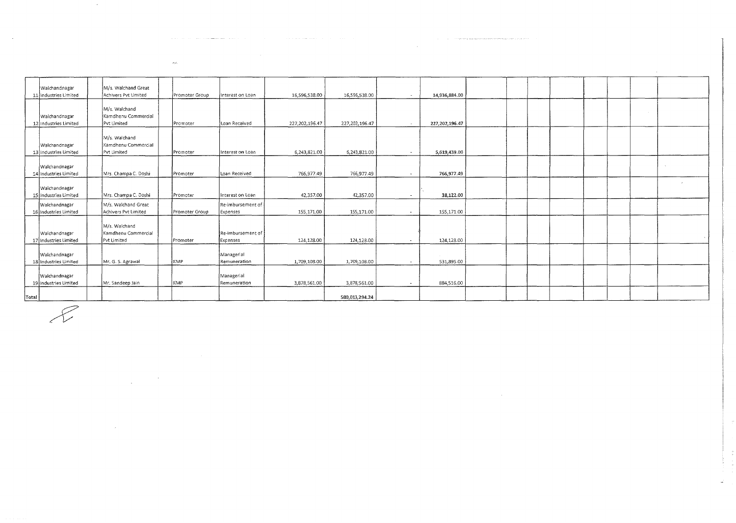| | | | | | | | | | | | | | | | | | | |
|---|---|---|---|---|---|---|---|---|---|---|---|---|---|---|---|---|---|---|
| 11 | Walchandnagar Industries Limited | | M/s. Walchand Great Achivers Pvt Limited | | Promoter Group | Interest on Loan | 16,596,538.00 | 16,596,538.00 | - | 14,936,884.00 | | | | | | | | |
| 12 | Walchandnagar Industries Limited | | M/s. Walchand Kamdhenu Commercial Pvt Limited | | Promoter | Loan Received | 227,202,196.47 | 227,202,196.47 | - | 227,202,196.47 | | | | | | | | |
| 13 | Walchandnagar Industries Limited | | M/s. Walchand Kamdhenu Commercial Pvt Limited | | Promoter | Interest on Loan | 6,243,821.00 | 6,243,821.00 | - | 5,619,439.00 | | | | | | | | |
| 14 | Walchandnagar Industries Limited | | Mrs. Champa C. Doshi | | Promoter | Loan Received | 766,977.49 | 766,977.49 | - | 766,977.49 | | | | | | | | |
| 15 | Walchandnagar Industries Limited | | Mrs. Champa C. Doshi | | Promoter | Interest on Loan | 42,357.00 | 42,357.00 | - | 38,122.00 | | | | | | | | |
| 16 | Walchandnagar Industries Limited | | M/s. Walchand Great Achivers Pvt Limited | | Promoter Group | Re-imbursement of Expenses | 155,171.00 | 155,171.00 | - | 155,171.00 | | | | | | | | |
| 17 | Walchandnagar Industries Limited | | M/s. Walchand Kamdhenu Commercial Pvt Limited | | Promoter | Re-imbursement of Expenses | 124,128.00 | 124,128.00 | - | 124,128.00 | | | | | | | | |
| 18 | Walchandnagar Industries Limited | | Mr. G. S. Agrawal | | KMP | Managerial Remuneration | 1,709,108.00 | 1,709,108.00 | - | 531,895.00 | | | | | | | | |
| 19 | Walchandnagar Industries Limited | | Mr. Sandeep Jain | | KMP | Managerial Remuneration | 3,878,561.00 | 3,878,561.00 | - | 884,516.00 | | | | | | | | |
| Total | | | | | | | | 580,013,294.24 | | | | | | | | | | |